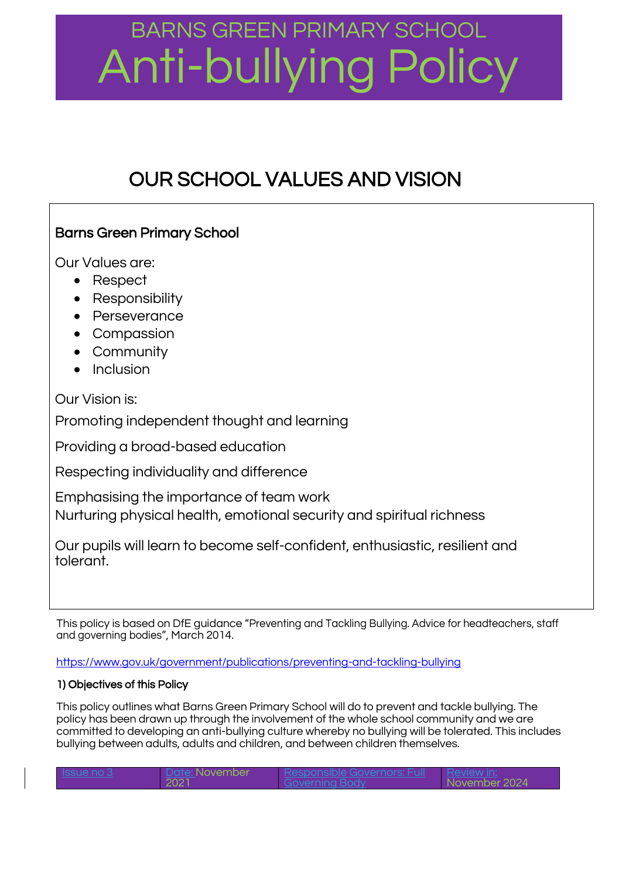# BARNS GREEN PRIMARY SCHOOL
# Anti-bullying Policy

## OUR SCHOOL VALUES AND VISION

**Barns Green Primary School**

Our Values are:

- Respect
- Responsibility
- Perseverance
- Compassion
- Community
- Inclusion

Our Vision is:

Promoting independent thought and learning

Providing a broad-based education

Respecting individuality and difference

Emphasising the importance of team work
Nurturing physical health, emotional security and spiritual richness

Our pupils will learn to become self-confident, enthusiastic, resilient and tolerant.

This policy is based on DfE guidance "Preventing and Tackling Bullying. Advice for headteachers, staff and governing bodies", March 2014.

https://www.gov.uk/government/publications/preventing-and-tackling-bullying

### 1) Objectives of this Policy

This policy outlines what Barns Green Primary School will do to prevent and tackle bullying. The policy has been drawn up through the involvement of the whole school community and we are committed to developing an anti-bullying culture whereby no bullying will be tolerated. This includes bullying between adults, adults and children, and between children themselves.

| Issue no 3 | Date: November 2021 | Responsible Governors: Full Governing Body | Review in: November 2024 |
|---|---|---|---|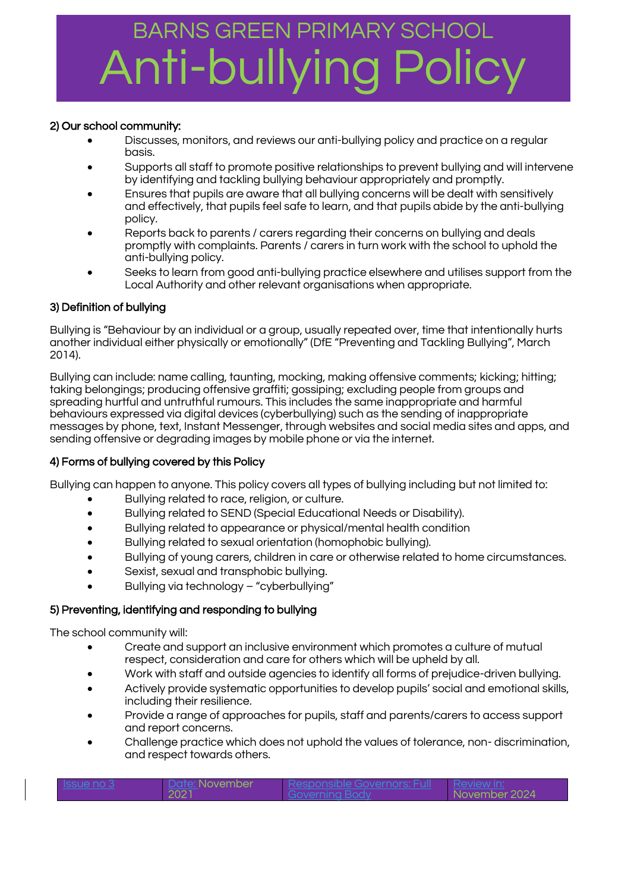### 2) Our school community:

- Discusses, monitors, and reviews our anti-bullying policy and practice on a regular basis.
- Supports all staff to promote positive relationships to prevent bullying and will intervene by identifying and tackling bullying behaviour appropriately and promptly.
- Ensures that pupils are aware that all bullying concerns will be dealt with sensitively and effectively, that pupils feel safe to learn, and that pupils abide by the anti-bullying policy.
- Reports back to parents / carers regarding their concerns on bullying and deals promptly with complaints. Parents / carers in turn work with the school to uphold the anti-bullying policy.
- Seeks to learn from good anti-bullying practice elsewhere and utilises support from the Local Authority and other relevant organisations when appropriate.

### 3) Definition of bullying

Bullying is "Behaviour by an individual or a group, usually repeated over, time that intentionally hurts another individual either physically or emotionally" (DfE "Preventing and Tackling Bullying", March 2014).

Bullying can include: name calling, taunting, mocking, making offensive comments; kicking; hitting; taking belongings; producing offensive graffiti; gossiping; excluding people from groups and spreading hurtful and untruthful rumours. This includes the same inappropriate and harmful behaviours expressed via digital devices (cyberbullying) such as the sending of inappropriate messages by phone, text, Instant Messenger, through websites and social media sites and apps, and sending offensive or degrading images by mobile phone or via the internet.

### 4) Forms of bullying covered by this Policy

Bullying can happen to anyone. This policy covers all types of bullying including but not limited to:

- Bullying related to race, religion, or culture.
- Bullying related to SEND (Special Educational Needs or Disability).
- Bullying related to appearance or physical/mental health condition
- Bullying related to sexual orientation (homophobic bullying).
- Bullying of young carers, children in care or otherwise related to home circumstances.
- Sexist, sexual and transphobic bullying.
- Bullying via technology – "cyberbullying"

### 5) Preventing, identifying and responding to bullying

The school community will:

- Create and support an inclusive environment which promotes a culture of mutual respect, consideration and care for others which will be upheld by all.
- Work with staff and outside agencies to identify all forms of prejudice-driven bullying.
- Actively provide systematic opportunities to develop pupils' social and emotional skills, including their resilience.
- Provide a range of approaches for pupils, staff and parents/carers to access support and report concerns.
- Challenge practice which does not uphold the values of tolerance, non- discrimination, and respect towards others.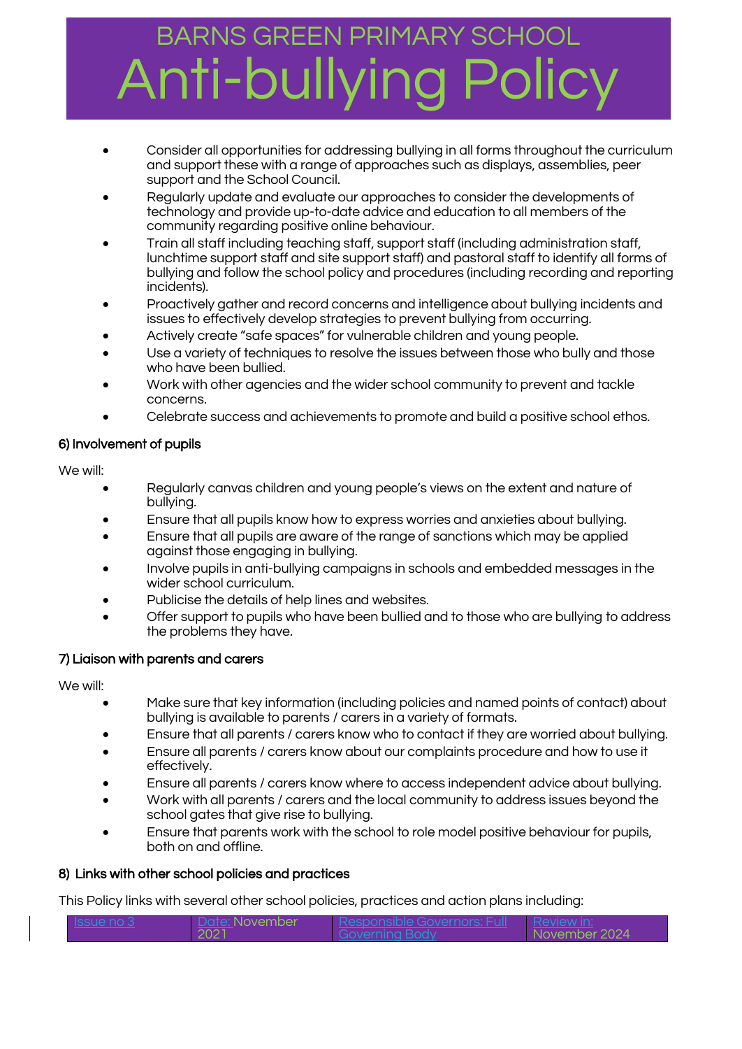- Consider all opportunities for addressing bullying in all forms throughout the curriculum and support these with a range of approaches such as displays, assemblies, peer support and the School Council.
- Regularly update and evaluate our approaches to consider the developments of technology and provide up-to-date advice and education to all members of the community regarding positive online behaviour.
- Train all staff including teaching staff, support staff (including administration staff, lunchtime support staff and site support staff) and pastoral staff to identify all forms of bullying and follow the school policy and procedures (including recording and reporting incidents).
- Proactively gather and record concerns and intelligence about bullying incidents and issues to effectively develop strategies to prevent bullying from occurring.
- Actively create "safe spaces" for vulnerable children and young people.
- Use a variety of techniques to resolve the issues between those who bully and those who have been bullied.
- Work with other agencies and the wider school community to prevent and tackle concerns.
- Celebrate success and achievements to promote and build a positive school ethos.

## 6) Involvement of pupils

We will:

- Regularly canvas children and young people's views on the extent and nature of bullying.
- Ensure that all pupils know how to express worries and anxieties about bullying.
- Ensure that all pupils are aware of the range of sanctions which may be applied against those engaging in bullying.
- Involve pupils in anti-bullying campaigns in schools and embedded messages in the wider school curriculum.
- Publicise the details of help lines and websites.
- Offer support to pupils who have been bullied and to those who are bullying to address the problems they have.

## 7) Liaison with parents and carers

We will:

- Make sure that key information (including policies and named points of contact) about bullying is available to parents / carers in a variety of formats.
- Ensure that all parents / carers know who to contact if they are worried about bullying.
- Ensure all parents / carers know about our complaints procedure and how to use it effectively.
- Ensure all parents / carers know where to access independent advice about bullying.
- Work with all parents / carers and the local community to address issues beyond the school gates that give rise to bullying.
- Ensure that parents work with the school to role model positive behaviour for pupils, both on and offline.

## 8) Links with other school policies and practices

This Policy links with several other school policies, practices and action plans including: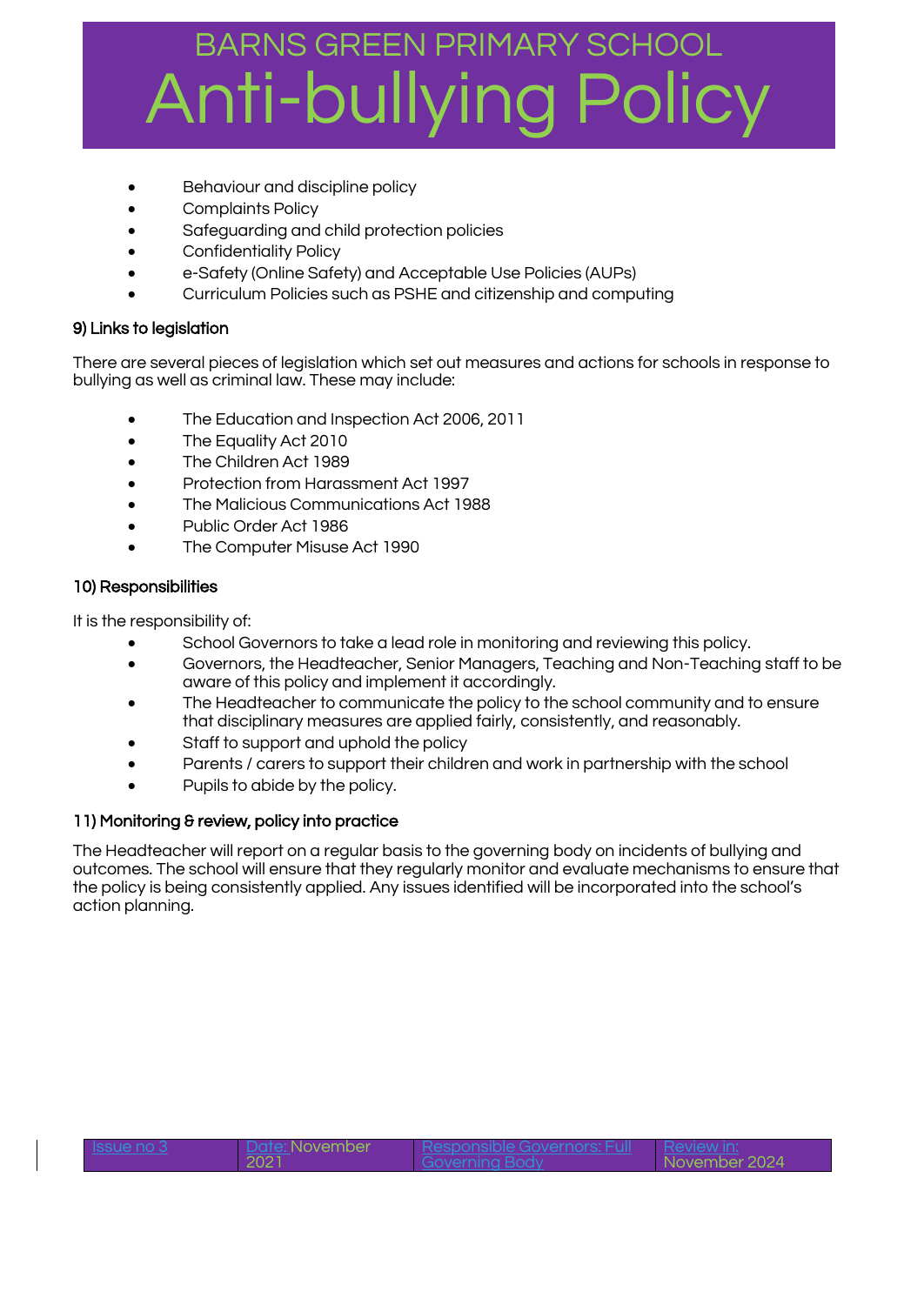- Behaviour and discipline policy
- Complaints Policy
- Safeguarding and child protection policies
- Confidentiality Policy
- e-Safety (Online Safety) and Acceptable Use Policies (AUPs)
- Curriculum Policies such as PSHE and citizenship and computing

### 9) Links to legislation

There are several pieces of legislation which set out measures and actions for schools in response to bullying as well as criminal law. These may include:

- The Education and Inspection Act 2006, 2011
- The Equality Act 2010
- The Children Act 1989
- Protection from Harassment Act 1997
- The Malicious Communications Act 1988
- Public Order Act 1986
- The Computer Misuse Act 1990

### 10) Responsibilities

It is the responsibility of:

- School Governors to take a lead role in monitoring and reviewing this policy.
- Governors, the Headteacher, Senior Managers, Teaching and Non-Teaching staff to be aware of this policy and implement it accordingly.
- The Headteacher to communicate the policy to the school community and to ensure that disciplinary measures are applied fairly, consistently, and reasonably.
- Staff to support and uphold the policy
- Parents / carers to support their children and work in partnership with the school
- Pupils to abide by the policy.

### 11) Monitoring & review, policy into practice

The Headteacher will report on a regular basis to the governing body on incidents of bullying and outcomes. The school will ensure that they regularly monitor and evaluate mechanisms to ensure that the policy is being consistently applied. Any issues identified will be incorporated into the school's action planning.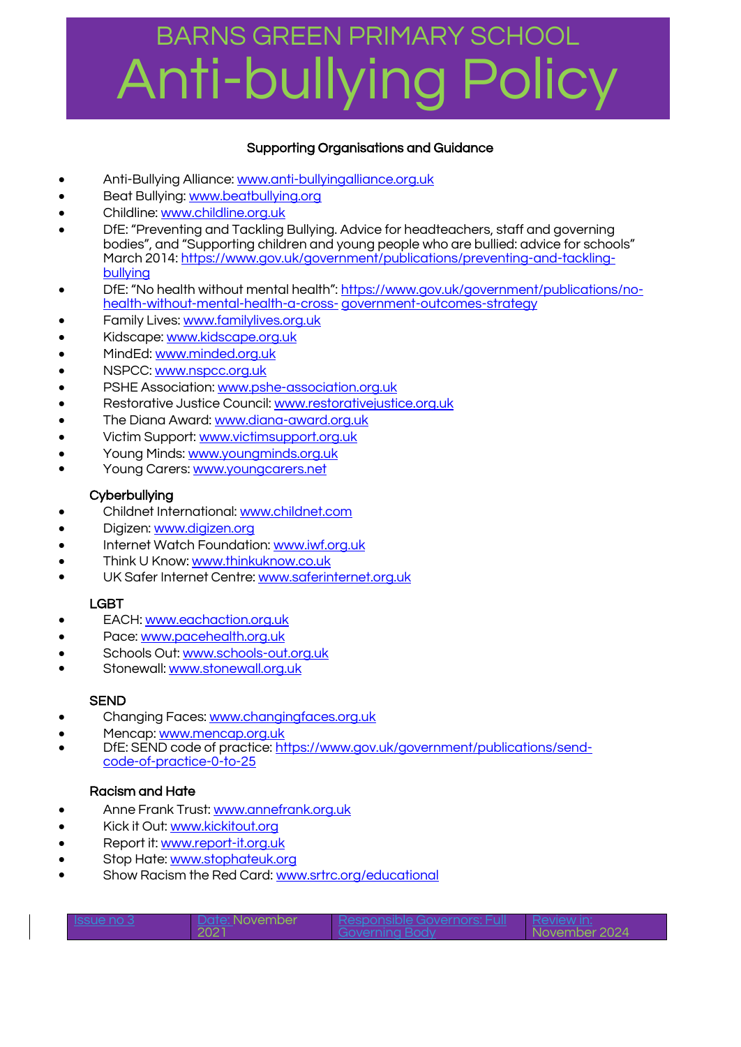## Supporting Organisations and Guidance

- Anti-Bullying Alliance: www.anti-bullyingalliance.org.uk
- Beat Bullying: www.beatbullying.org
- Childline: www.childline.org.uk
- DfE: "Preventing and Tackling Bullying. Advice for headteachers, staff and governing bodies", and "Supporting children and young people who are bullied: advice for schools" March 2014: https://www.gov.uk/government/publications/preventing-and-tackling-bullying
- DfE: "No health without mental health": https://www.gov.uk/government/publications/no-health-without-mental-health-a-cross- government-outcomes-strategy
- Family Lives: www.familylives.org.uk
- Kidscape: www.kidscape.org.uk
- MindEd: www.minded.org.uk
- NSPCC: www.nspcc.org.uk
- PSHE Association: www.pshe-association.org.uk
- Restorative Justice Council: www.restorativejustice.org.uk
- The Diana Award: www.diana-award.org.uk
- Victim Support: www.victimsupport.org.uk
- Young Minds: www.youngminds.org.uk
- Young Carers: www.youngcarers.net

### Cyberbullying

- Childnet International: www.childnet.com
- Digizen: www.digizen.org
- Internet Watch Foundation: www.iwf.org.uk
- Think U Know: www.thinkuknow.co.uk
- UK Safer Internet Centre: www.saferinternet.org.uk

### LGBT

- EACH: www.eachaction.org.uk
- Pace: www.pacehealth.org.uk
- Schools Out: www.schools-out.org.uk
- Stonewall: www.stonewall.org.uk

### SEND

- Changing Faces: www.changingfaces.org.uk
- Mencap: www.mencap.org.uk
- DfE: SEND code of practice: https://www.gov.uk/government/publications/send-code-of-practice-0-to-25

### Racism and Hate

- Anne Frank Trust: www.annefrank.org.uk
- Kick it Out: www.kickitout.org
- Report it: www.report-it.org.uk
- Stop Hate: www.stophateuk.org
- Show Racism the Red Card: www.srtrc.org/educational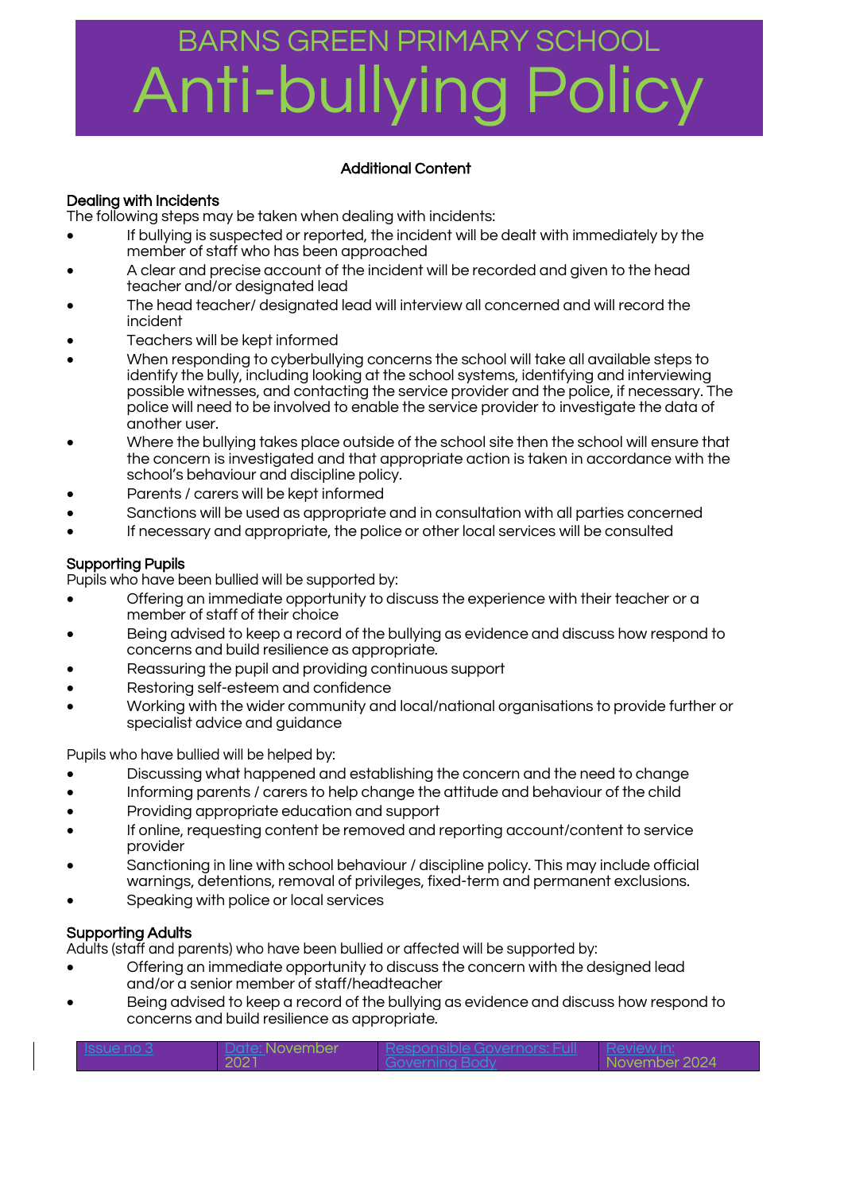# BARNS GREEN PRIMARY SCHOOL
# Anti-bullying Policy

**Additional Content**

**Dealing with Incidents**

The following steps may be taken when dealing with incidents:

- If bullying is suspected or reported, the incident will be dealt with immediately by the member of staff who has been approached
- A clear and precise account of the incident will be recorded and given to the head teacher and/or designated lead
- The head teacher/ designated lead will interview all concerned and will record the incident
- Teachers will be kept informed
- When responding to cyberbullying concerns the school will take all available steps to identify the bully, including looking at the school systems, identifying and interviewing possible witnesses, and contacting the service provider and the police, if necessary. The police will need to be involved to enable the service provider to investigate the data of another user.
- Where the bullying takes place outside of the school site then the school will ensure that the concern is investigated and that appropriate action is taken in accordance with the school's behaviour and discipline policy.
- Parents / carers will be kept informed
- Sanctions will be used as appropriate and in consultation with all parties concerned
- If necessary and appropriate, the police or other local services will be consulted

**Supporting Pupils**

Pupils who have been bullied will be supported by:

- Offering an immediate opportunity to discuss the experience with their teacher or a member of staff of their choice
- Being advised to keep a record of the bullying as evidence and discuss how respond to concerns and build resilience as appropriate.
- Reassuring the pupil and providing continuous support
- Restoring self-esteem and confidence
- Working with the wider community and local/national organisations to provide further or specialist advice and guidance

Pupils who have bullied will be helped by:

- Discussing what happened and establishing the concern and the need to change
- Informing parents / carers to help change the attitude and behaviour of the child
- Providing appropriate education and support
- If online, requesting content be removed and reporting account/content to service provider
- Sanctioning in line with school behaviour / discipline policy. This may include official warnings, detentions, removal of privileges, fixed-term and permanent exclusions.
- Speaking with police or local services

**Supporting Adults**

Adults (staff and parents) who have been bullied or affected will be supported by:

- Offering an immediate opportunity to discuss the concern with the designed lead and/or a senior member of staff/headteacher
- Being advised to keep a record of the bullying as evidence and discuss how respond to concerns and build resilience as appropriate.

| Issue no 3 | Date: November 2021 | Responsible Governors: Full Governing Body | Review in: November 2024 |
|---|---|---|---|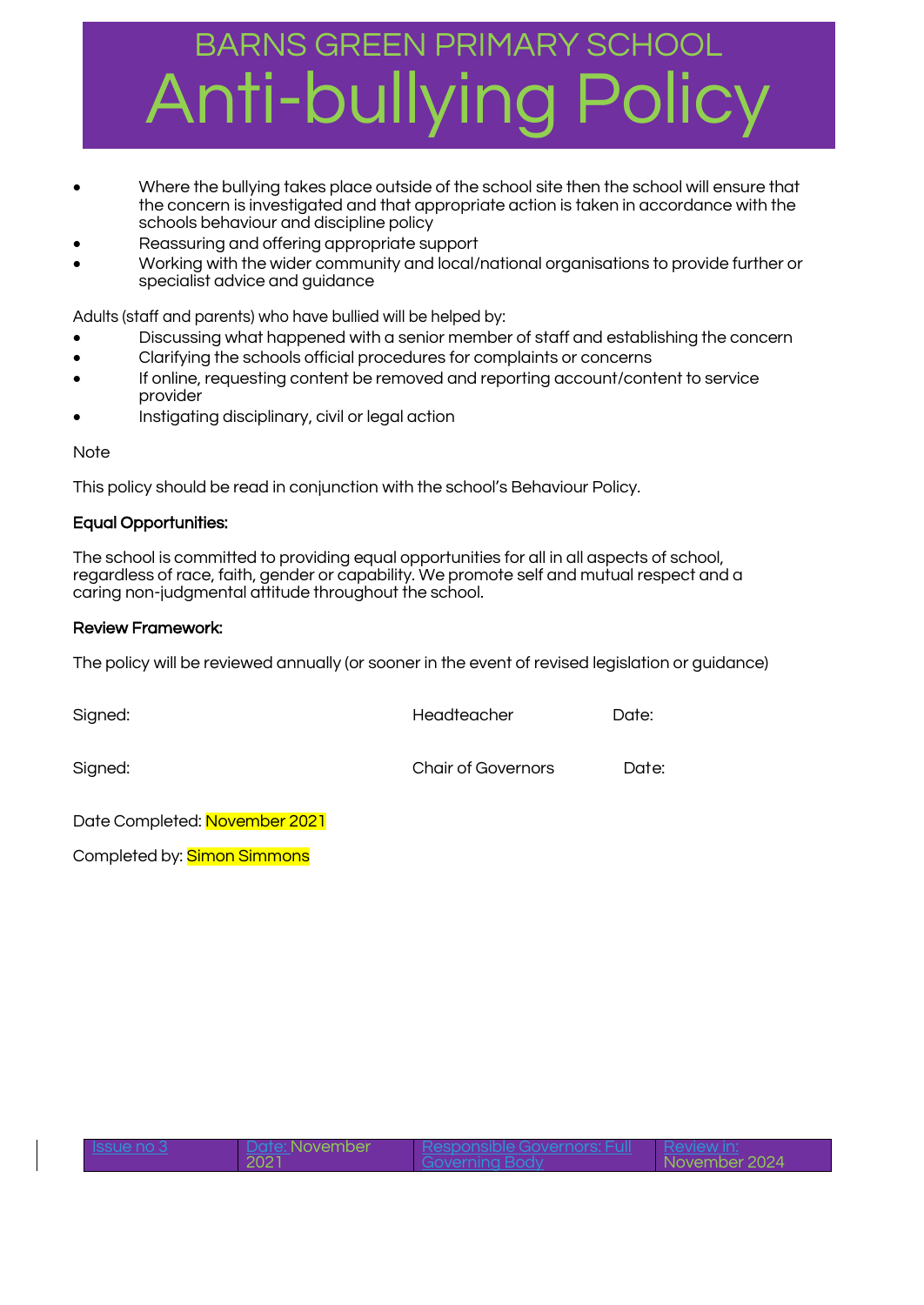- Where the bullying takes place outside of the school site then the school will ensure that the concern is investigated and that appropriate action is taken in accordance with the schools behaviour and discipline policy
- Reassuring and offering appropriate support
- Working with the wider community and local/national organisations to provide further or specialist advice and guidance

Adults (staff and parents) who have bullied will be helped by:

- Discussing what happened with a senior member of staff and establishing the concern
- Clarifying the schools official procedures for complaints or concerns
- If online, requesting content be removed and reporting account/content to service provider
- Instigating disciplinary, civil or legal action

Note

This policy should be read in conjunction with the school's Behaviour Policy.

**Equal Opportunities:**

The school is committed to providing equal opportunities for all in all aspects of school, regardless of race, faith, gender or capability. We promote self and mutual respect and a caring non-judgmental attitude throughout the school.

**Review Framework:**

The policy will be reviewed annually (or sooner in the event of revised legislation or guidance)

Signed: Headteacher Date:

Signed: Chair of Governors Date:

Date Completed: November 2021

Completed by: Simon Simmons